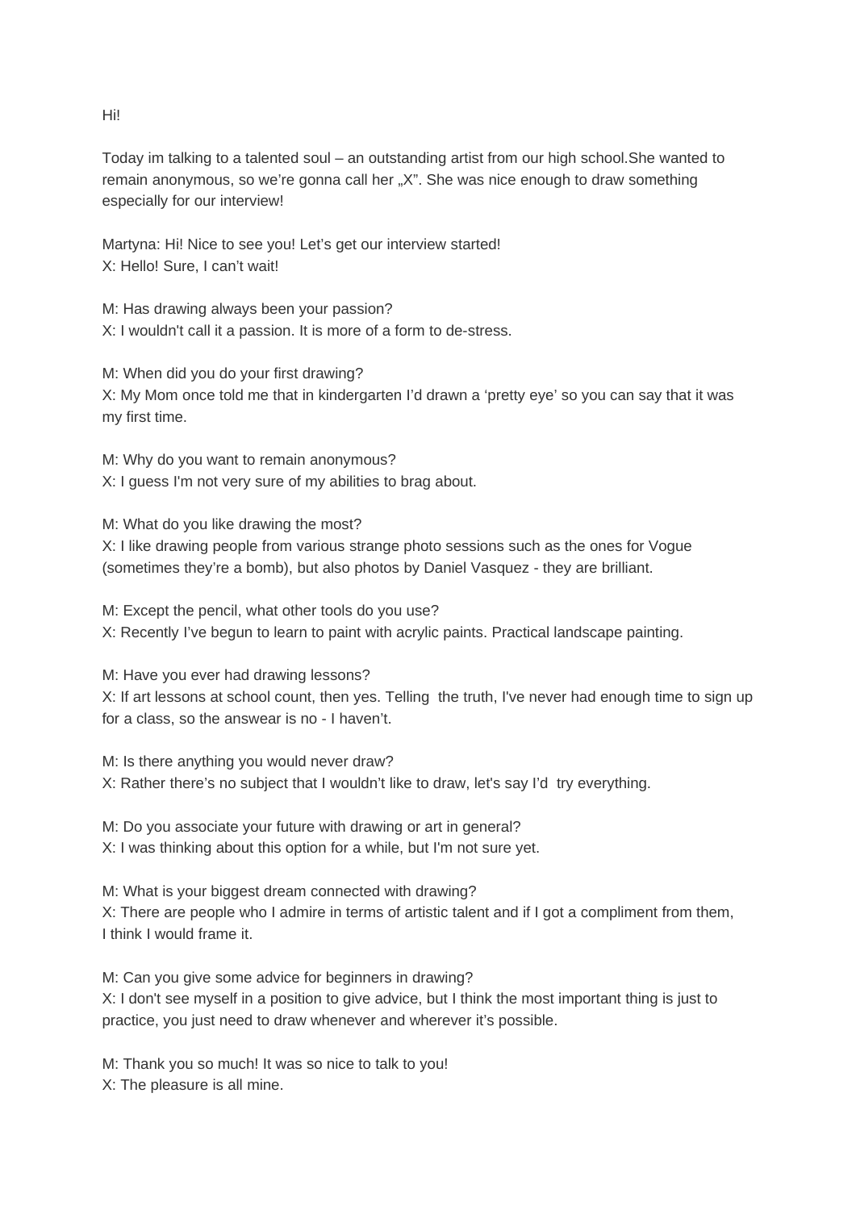Hi!

Today im talking to a talented soul – an outstanding artist from our high school.She wanted to remain anonymous, so we're gonna call her „X". She was nice enough to draw something especially for our interview!

Martyna: Hi! Nice to see you! Let's get our interview started!
X: Hello! Sure, I can't wait!

M: Has drawing always been your passion?
X: I wouldn't call it a passion. It is more of a form to de-stress.

M: When did you do your first drawing?
X: My Mom once told me that in kindergarten I'd drawn a 'pretty eye' so you can say that it was my first time.

M: Why do you want to remain anonymous?
X: I guess I'm not very sure of my abilities to brag about.

M: What do you like drawing the most?
X: I like drawing people from various strange photo sessions such as the ones for Vogue (sometimes they're a bomb), but also photos by Daniel Vasquez - they are brilliant.

M: Except the pencil, what other tools do you use?
X: Recently I've begun to learn to paint with acrylic paints. Practical landscape painting.

M: Have you ever had drawing lessons?
X: If art lessons at school count, then yes. Telling the truth, I've never had enough time to sign up for a class, so the answear is no - I haven't.

M: Is there anything you would never draw?
X: Rather there's no subject that I wouldn't like to draw, let's say I'd try everything.

M: Do you associate your future with drawing or art in general?
X: I was thinking about this option for a while, but I'm not sure yet.

M: What is your biggest dream connected with drawing?
X: There are people who I admire in terms of artistic talent and if I got a compliment from them, I think I would frame it.

M: Can you give some advice for beginners in drawing?
X: I don't see myself in a position to give advice, but I think the most important thing is just to practice, you just need to draw whenever and wherever it's possible.

M: Thank you so much! It was so nice to talk to you!
X: The pleasure is all mine.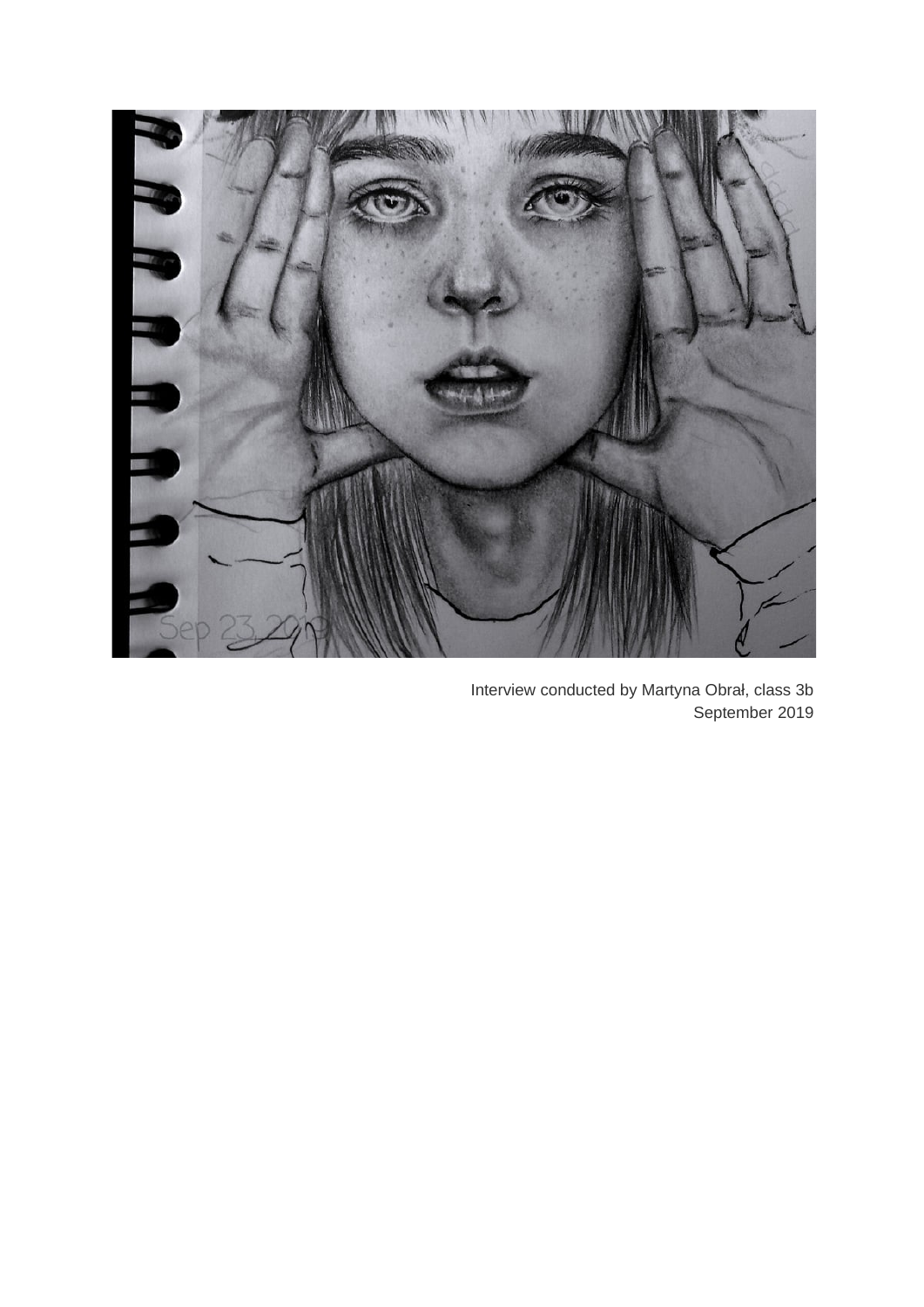Interview conducted by Martyna Obrał, class 3b
September 2019